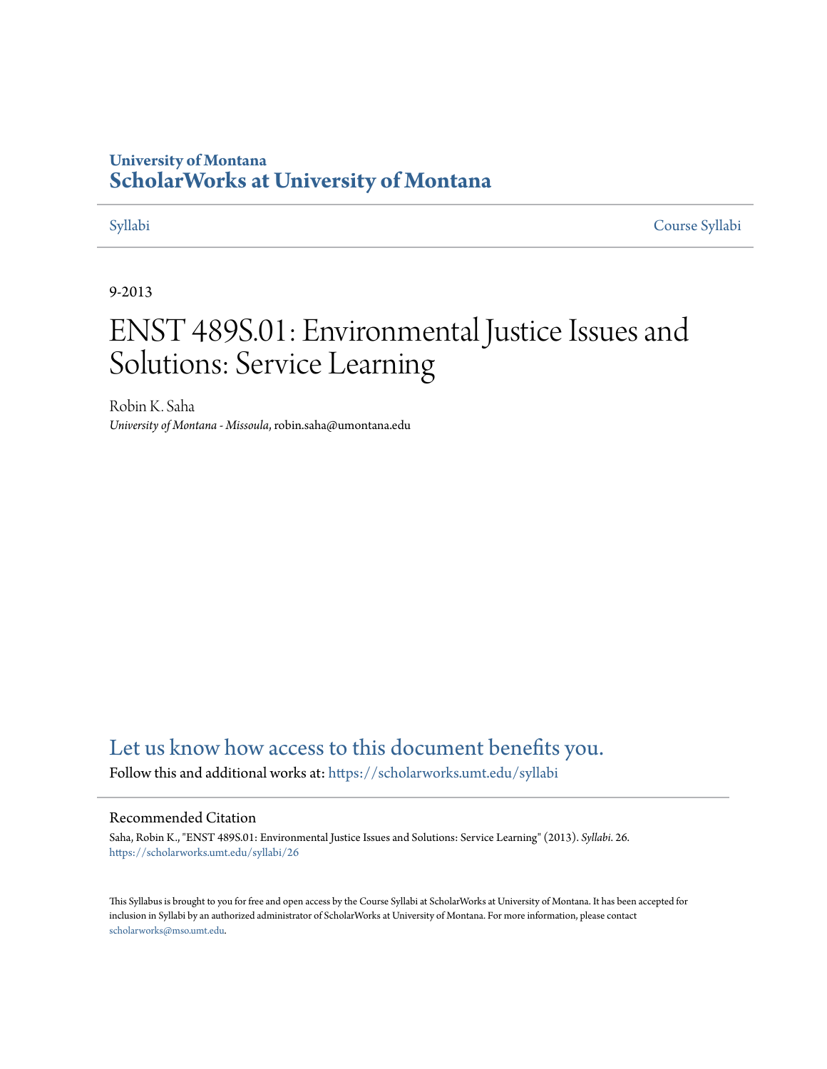University of Montana
# ScholarWorks at University of Montana

Syllabi Course Syllabi

9-2013

# ENST 489S.01: Environmental Justice Issues and Solutions: Service Learning

Robin K. Saha
*University of Montana - Missoula*, robin.saha@umontana.edu

Let us know how access to this document benefits you.

Follow this and additional works at: https://scholarworks.umt.edu/syllabi

## Recommended Citation

Saha, Robin K., "ENST 489S.01: Environmental Justice Issues and Solutions: Service Learning" (2013). *Syllabi*. 26.
https://scholarworks.umt.edu/syllabi/26

This Syllabus is brought to you for free and open access by the Course Syllabi at ScholarWorks at University of Montana. It has been accepted for inclusion in Syllabi by an authorized administrator of ScholarWorks at University of Montana. For more information, please contact scholarworks@mso.umt.edu.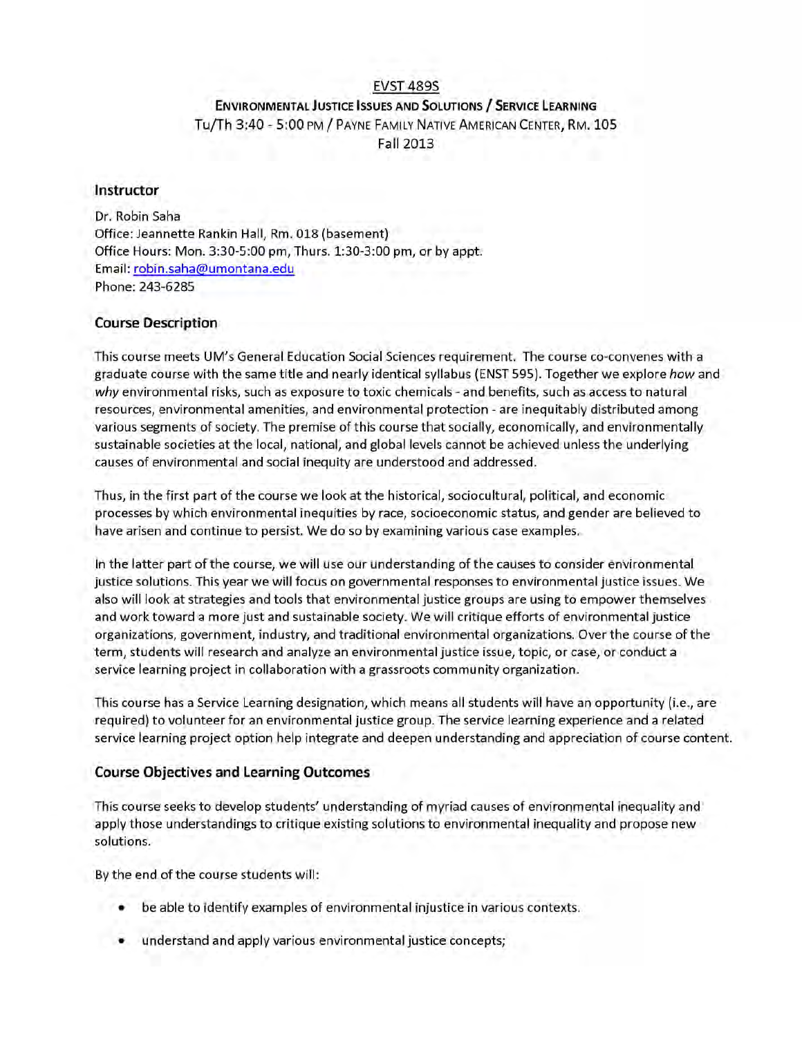# EVST 489S

## Environmental Justice Issues and Solutions / Service Learning

Tu/Th 3:40 - 5:00 pm / Payne Family Native American Center, Rm. 105

Fall 2013

### Instructor

Dr. Robin Saha
Office: Jeannette Rankin Hall, Rm. 018 (basement)
Office Hours: Mon. 3:30-5:00 pm, Thurs. 1:30-3:00 pm, or by appt.
Email: robin.saha@umontana.edu
Phone: 243-6285

### Course Description

This course meets UM's General Education Social Sciences requirement. The course co-convenes with a graduate course with the same title and nearly identical syllabus (ENST 595). Together we explore *how* and *why* environmental risks, such as exposure to toxic chemicals - and benefits, such as access to natural resources, environmental amenities, and environmental protection - are inequitably distributed among various segments of society. The premise of this course that socially, economically, and environmentally sustainable societies at the local, national, and global levels cannot be achieved unless the underlying causes of environmental and social inequity are understood and addressed.

Thus, in the first part of the course we look at the historical, sociocultural, political, and economic processes by which environmental inequities by race, socioeconomic status, and gender are believed to have arisen and continue to persist. We do so by examining various case examples.

In the latter part of the course, we will use our understanding of the causes to consider environmental justice solutions. This year we will focus on governmental responses to environmental justice issues. We also will look at strategies and tools that environmental justice groups are using to empower themselves and work toward a more just and sustainable society. We will critique efforts of environmental justice organizations, government, industry, and traditional environmental organizations. Over the course of the term, students will research and analyze an environmental justice issue, topic, or case, or conduct a service learning project in collaboration with a grassroots community organization.

This course has a Service Learning designation, which means all students will have an opportunity (i.e., are required) to volunteer for an environmental justice group. The service learning experience and a related service learning project option help integrate and deepen understanding and appreciation of course content.

### Course Objectives and Learning Outcomes

This course seeks to develop students' understanding of myriad causes of environmental inequality and apply those understandings to critique existing solutions to environmental inequality and propose new solutions.

By the end of the course students will:

- be able to identify examples of environmental injustice in various contexts.
- understand and apply various environmental justice concepts;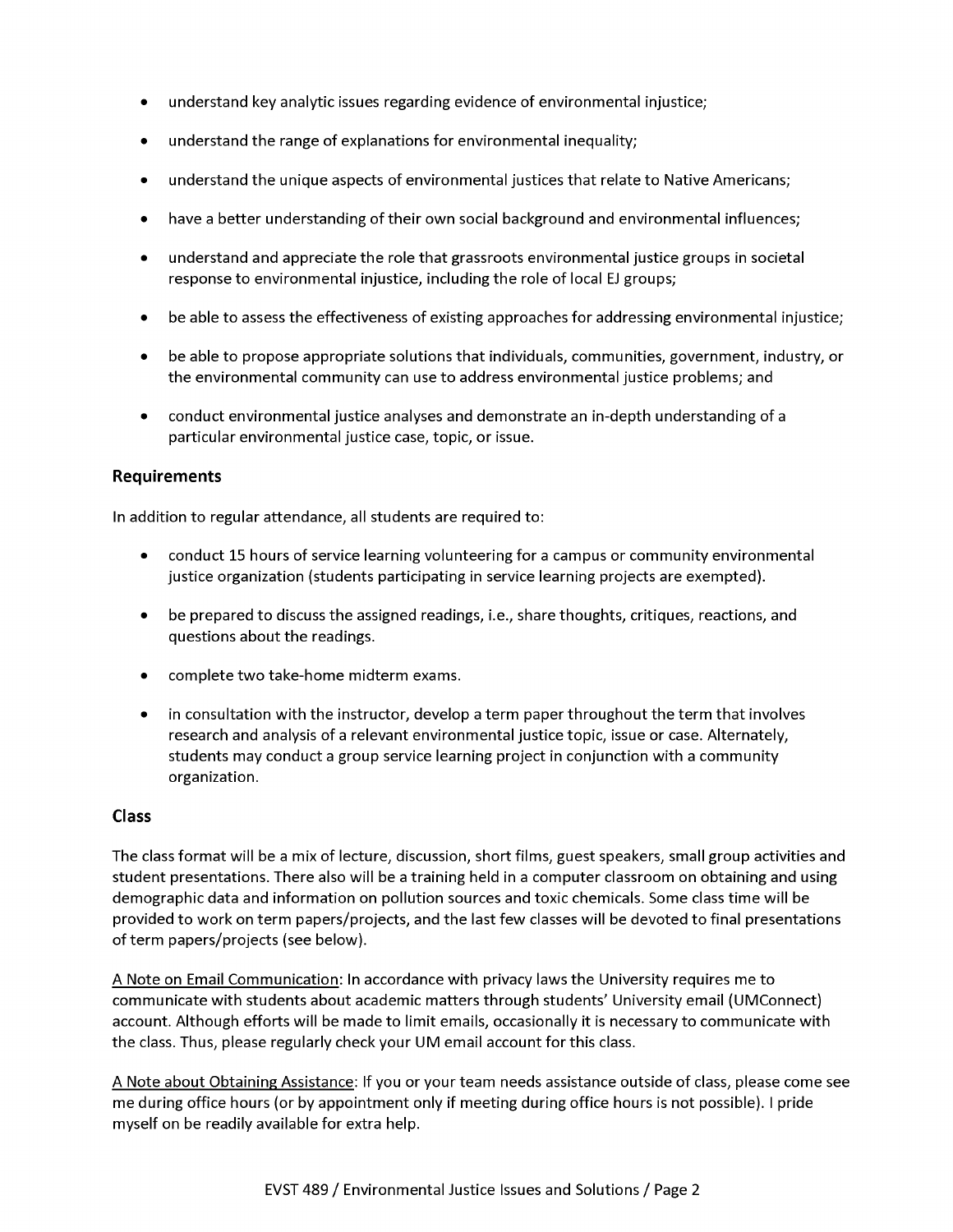- understand key analytic issues regarding evidence of environmental injustice;
- understand the range of explanations for environmental inequality;
- understand the unique aspects of environmental justices that relate to Native Americans;
- have a better understanding of their own social background and environmental influences;
- understand and appreciate the role that grassroots environmental justice groups in societal response to environmental injustice, including the role of local EJ groups;
- be able to assess the effectiveness of existing approaches for addressing environmental injustice;
- be able to propose appropriate solutions that individuals, communities, government, industry, or the environmental community can use to address environmental justice problems; and
- conduct environmental justice analyses and demonstrate an in-depth understanding of a particular environmental justice case, topic, or issue.

## Requirements

In addition to regular attendance, all students are required to:

- conduct 15 hours of service learning volunteering for a campus or community environmental justice organization (students participating in service learning projects are exempted).
- be prepared to discuss the assigned readings, i.e., share thoughts, critiques, reactions, and questions about the readings.
- complete two take-home midterm exams.
- in consultation with the instructor, develop a term paper throughout the term that involves research and analysis of a relevant environmental justice topic, issue or case. Alternately, students may conduct a group service learning project in conjunction with a community organization.

## Class

The class format will be a mix of lecture, discussion, short films, guest speakers, small group activities and student presentations. There also will be a training held in a computer classroom on obtaining and using demographic data and information on pollution sources and toxic chemicals. Some class time will be provided to work on term papers/projects, and the last few classes will be devoted to final presentations of term papers/projects (see below).

<u>A Note on Email Communication</u>: In accordance with privacy laws the University requires me to communicate with students about academic matters through students' University email (UMConnect) account. Although efforts will be made to limit emails, occasionally it is necessary to communicate with the class. Thus, please regularly check your UM email account for this class.

<u>A Note about Obtaining Assistance</u>: If you or your team needs assistance outside of class, please come see me during office hours (or by appointment only if meeting during office hours is not possible). I pride myself on be readily available for extra help.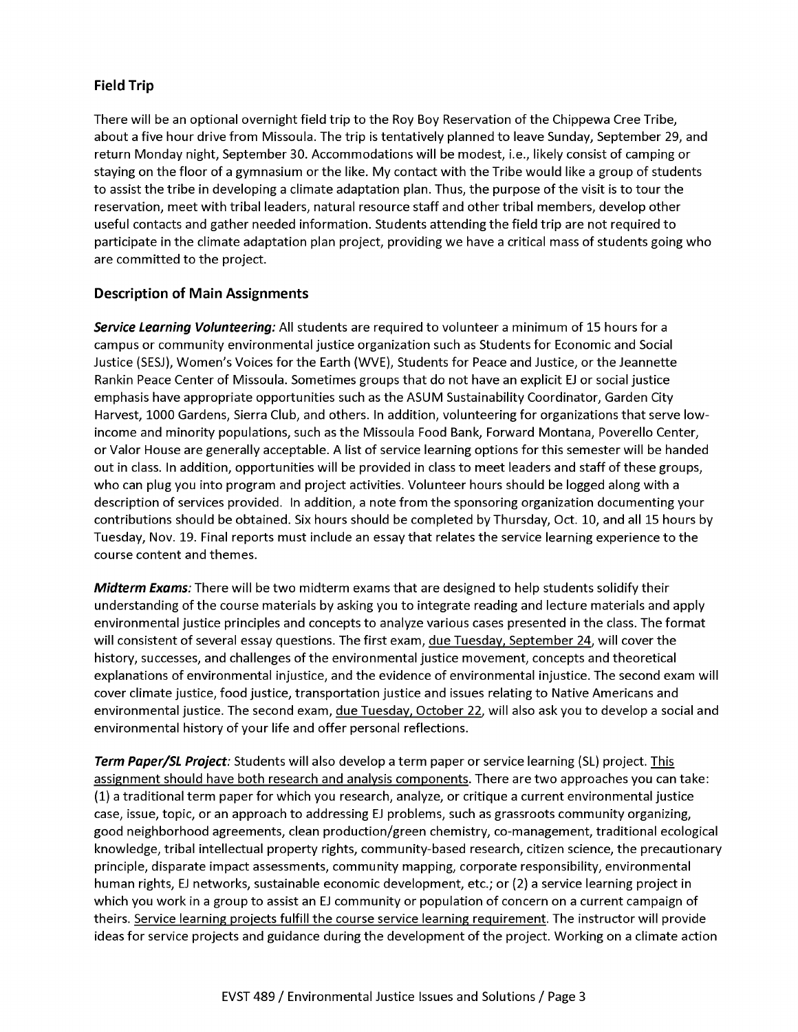## Field Trip

There will be an optional overnight field trip to the Roy Boy Reservation of the Chippewa Cree Tribe, about a five hour drive from Missoula. The trip is tentatively planned to leave Sunday, September 29, and return Monday night, September 30. Accommodations will be modest, i.e., likely consist of camping or staying on the floor of a gymnasium or the like. My contact with the Tribe would like a group of students to assist the tribe in developing a climate adaptation plan. Thus, the purpose of the visit is to tour the reservation, meet with tribal leaders, natural resource staff and other tribal members, develop other useful contacts and gather needed information. Students attending the field trip are not required to participate in the climate adaptation plan project, providing we have a critical mass of students going who are committed to the project.

## Description of Main Assignments

***Service Learning Volunteering:*** All students are required to volunteer a minimum of 15 hours for a campus or community environmental justice organization such as Students for Economic and Social Justice (SESJ), Women's Voices for the Earth (WVE), Students for Peace and Justice, or the Jeannette Rankin Peace Center of Missoula. Sometimes groups that do not have an explicit EJ or social justice emphasis have appropriate opportunities such as the ASUM Sustainability Coordinator, Garden City Harvest, 1000 Gardens, Sierra Club, and others. In addition, volunteering for organizations that serve low-income and minority populations, such as the Missoula Food Bank, Forward Montana, Poverello Center, or Valor House are generally acceptable. A list of service learning options for this semester will be handed out in class. In addition, opportunities will be provided in class to meet leaders and staff of these groups, who can plug you into program and project activities. Volunteer hours should be logged along with a description of services provided. In addition, a note from the sponsoring organization documenting your contributions should be obtained. Six hours should be completed by Thursday, Oct. 10, and all 15 hours by Tuesday, Nov. 19. Final reports must include an essay that relates the service learning experience to the course content and themes.

***Midterm Exams:*** There will be two midterm exams that are designed to help students solidify their understanding of the course materials by asking you to integrate reading and lecture materials and apply environmental justice principles and concepts to analyze various cases presented in the class. The format will consistent of several essay questions. The first exam, <u>due Tuesday, September 24</u>, will cover the history, successes, and challenges of the environmental justice movement, concepts and theoretical explanations of environmental injustice, and the evidence of environmental injustice. The second exam will cover climate justice, food justice, transportation justice and issues relating to Native Americans and environmental justice. The second exam, <u>due Tuesday, October 22</u>, will also ask you to develop a social and environmental history of your life and offer personal reflections.

***Term Paper/SL Project:*** Students will also develop a term paper or service learning (SL) project. <u>This assignment should have both research and analysis components</u>. There are two approaches you can take: (1) a traditional term paper for which you research, analyze, or critique a current environmental justice case, issue, topic, or an approach to addressing EJ problems, such as grassroots community organizing, good neighborhood agreements, clean production/green chemistry, co-management, traditional ecological knowledge, tribal intellectual property rights, community-based research, citizen science, the precautionary principle, disparate impact assessments, community mapping, corporate responsibility, environmental human rights, EJ networks, sustainable economic development, etc.; or (2) a service learning project in which you work in a group to assist an EJ community or population of concern on a current campaign of theirs. <u>Service learning projects fulfill the course service learning requirement</u>. The instructor will provide ideas for service projects and guidance during the development of the project. Working on a climate action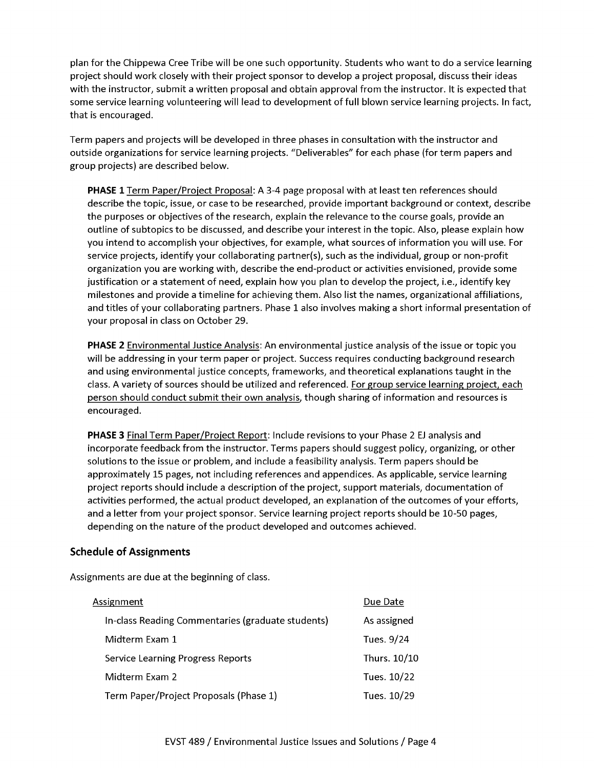plan for the Chippewa Cree Tribe will be one such opportunity. Students who want to do a service learning project should work closely with their project sponsor to develop a project proposal, discuss their ideas with the instructor, submit a written proposal and obtain approval from the instructor. It is expected that some service learning volunteering will lead to development of full blown service learning projects. In fact, that is encouraged.

Term papers and projects will be developed in three phases in consultation with the instructor and outside organizations for service learning projects. "Deliverables" for each phase (for term papers and group projects) are described below.

**PHASE 1** Term Paper/Project Proposal: A 3-4 page proposal with at least ten references should describe the topic, issue, or case to be researched, provide important background or context, describe the purposes or objectives of the research, explain the relevance to the course goals, provide an outline of subtopics to be discussed, and describe your interest in the topic. Also, please explain how you intend to accomplish your objectives, for example, what sources of information you will use. For service projects, identify your collaborating partner(s), such as the individual, group or non-profit organization you are working with, describe the end-product or activities envisioned, provide some justification or a statement of need, explain how you plan to develop the project, i.e., identify key milestones and provide a timeline for achieving them. Also list the names, organizational affiliations, and titles of your collaborating partners. Phase 1 also involves making a short informal presentation of your proposal in class on October 29.

**PHASE 2** Environmental Justice Analysis: An environmental justice analysis of the issue or topic you will be addressing in your term paper or project. Success requires conducting background research and using environmental justice concepts, frameworks, and theoretical explanations taught in the class. A variety of sources should be utilized and referenced. For group service learning project, each person should conduct submit their own analysis, though sharing of information and resources is encouraged.

**PHASE 3** Final Term Paper/Project Report: Include revisions to your Phase 2 EJ analysis and incorporate feedback from the instructor. Terms papers should suggest policy, organizing, or other solutions to the issue or problem, and include a feasibility analysis. Term papers should be approximately 15 pages, not including references and appendices. As applicable, service learning project reports should include a description of the project, support materials, documentation of activities performed, the actual product developed, an explanation of the outcomes of your efforts, and a letter from your project sponsor. Service learning project reports should be 10-50 pages, depending on the nature of the product developed and outcomes achieved.

## Schedule of Assignments

Assignments are due at the beginning of class.

| Assignment | Due Date |
|---|---|
| In-class Reading Commentaries (graduate students) | As assigned |
| Midterm Exam 1 | Tues. 9/24 |
| Service Learning Progress Reports | Thurs. 10/10 |
| Midterm Exam 2 | Tues. 10/22 |
| Term Paper/Project Proposals (Phase 1) | Tues. 10/29 |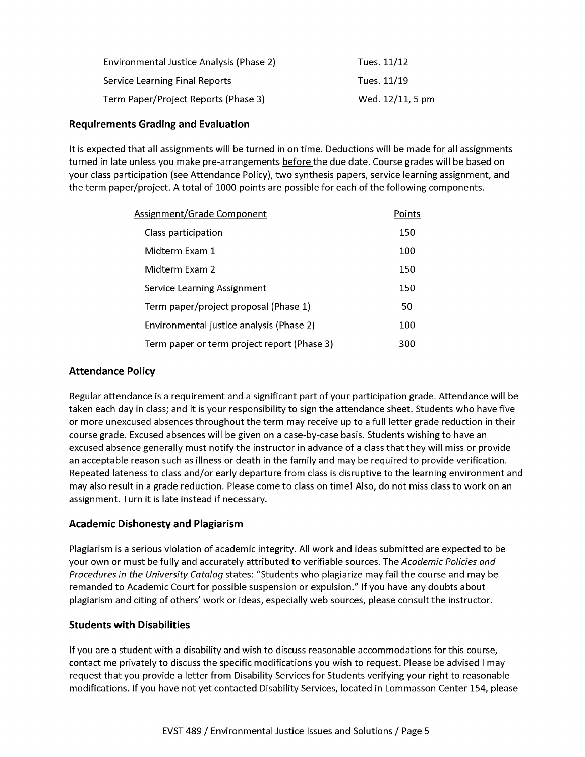| | |
|---|---|
| Environmental Justice Analysis (Phase 2) | Tues. 11/12 |
| Service Learning Final Reports | Tues. 11/19 |
| Term Paper/Project Reports (Phase 3) | Wed. 12/11, 5 pm |

### Requirements Grading and Evaluation

It is expected that all assignments will be turned in on time. Deductions will be made for all assignments turned in late unless you make pre-arrangements <u>before</u> the due date. Course grades will be based on your class participation (see Attendance Policy), two synthesis papers, service learning assignment, and the term paper/project. A total of 1000 points are possible for each of the following components.

| Assignment/Grade Component | Points |
|---|---|
| Class participation | 150 |
| Midterm Exam 1 | 100 |
| Midterm Exam 2 | 150 |
| Service Learning Assignment | 150 |
| Term paper/project proposal (Phase 1) | 50 |
| Environmental justice analysis (Phase 2) | 100 |
| Term paper or term project report (Phase 3) | 300 |

### Attendance Policy

Regular attendance is a requirement and a significant part of your participation grade. Attendance will be taken each day in class; and it is your responsibility to sign the attendance sheet. Students who have five or more unexcused absences throughout the term may receive up to a full letter grade reduction in their course grade. Excused absences will be given on a case-by-case basis. Students wishing to have an excused absence generally must notify the instructor in advance of a class that they will miss or provide an acceptable reason such as illness or death in the family and may be required to provide verification. Repeated lateness to class and/or early departure from class is disruptive to the learning environment and may also result in a grade reduction. Please come to class on time! Also, do not miss class to work on an assignment. Turn it is late instead if necessary.

### Academic Dishonesty and Plagiarism

Plagiarism is a serious violation of academic integrity. All work and ideas submitted are expected to be your own or must be fully and accurately attributed to verifiable sources. The *Academic Policies and Procedures in the University Catalog* states: "Students who plagiarize may fail the course and may be remanded to Academic Court for possible suspension or expulsion." If you have any doubts about plagiarism and citing of others' work or ideas, especially web sources, please consult the instructor.

### Students with Disabilities

If you are a student with a disability and wish to discuss reasonable accommodations for this course, contact me privately to discuss the specific modifications you wish to request. Please be advised I may request that you provide a letter from Disability Services for Students verifying your right to reasonable modifications. If you have not yet contacted Disability Services, located in Lommasson Center 154, please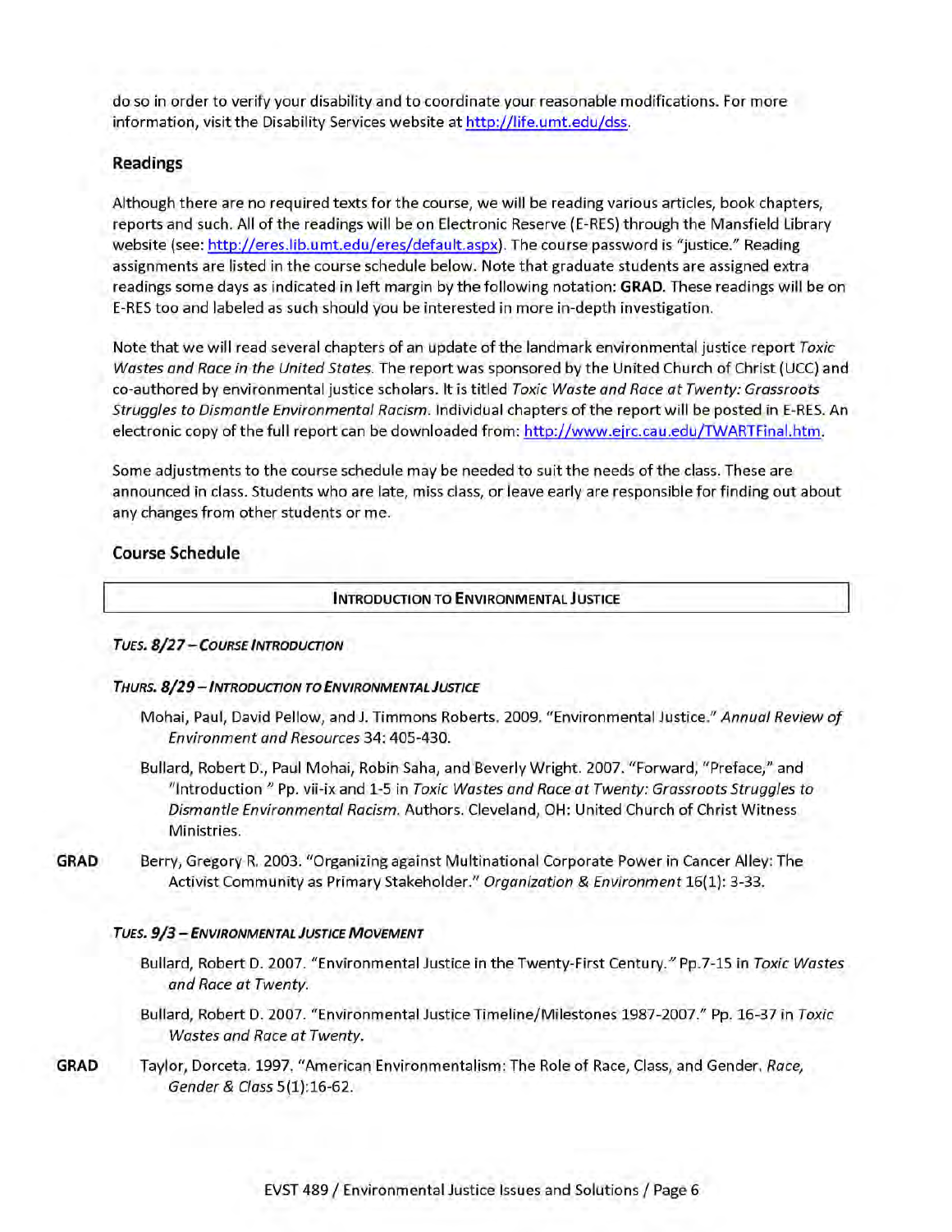do so in order to verify your disability and to coordinate your reasonable modifications. For more information, visit the Disability Services website at http://life.umt.edu/dss.

## Readings

Although there are no required texts for the course, we will be reading various articles, book chapters, reports and such. All of the readings will be on Electronic Reserve (E-RES) through the Mansfield Library website (see: http://eres.lib.umt.edu/eres/default.aspx). The course password is "justice." Reading assignments are listed in the course schedule below. Note that graduate students are assigned extra readings some days as indicated in left margin by the following notation: **GRAD**. These readings will be on E-RES too and labeled as such should you be interested in more in-depth investigation.

Note that we will read several chapters of an update of the landmark environmental justice report *Toxic Wastes and Race in the United States*. The report was sponsored by the United Church of Christ (UCC) and co-authored by environmental justice scholars. It is titled *Toxic Waste and Race at Twenty: Grassroots Struggles to Dismantle Environmental Racism*. Individual chapters of the report will be posted in E-RES. An electronic copy of the full report can be downloaded from: http://www.ejrc.cau.edu/TWARTFinal.htm.

Some adjustments to the course schedule may be needed to suit the needs of the class. These are announced in class. Students who are late, miss class, or leave early are responsible for finding out about any changes from other students or me.

## Course Schedule

### Introduction to Environmental Justice

***Tues. 8/27 – Course Introduction***

***Thurs. 8/29 – Introduction to Environmental Justice***

Mohai, Paul, David Pellow, and J. Timmons Roberts. 2009. "Environmental Justice." *Annual Review of Environment and Resources* 34: 405-430.

Bullard, Robert D., Paul Mohai, Robin Saha, and Beverly Wright. 2007. "Forward, "Preface," and "Introduction " Pp. vii-ix and 1-5 in *Toxic Wastes and Race at Twenty: Grassroots Struggles to Dismantle Environmental Racism*. Authors. Cleveland, OH: United Church of Christ Witness Ministries.

**GRAD** Berry, Gregory R. 2003. "Organizing against Multinational Corporate Power in Cancer Alley: The Activist Community as Primary Stakeholder." *Organization & Environment* 16(1): 3-33.

***Tues. 9/3 – Environmental Justice Movement***

Bullard, Robert D. 2007. "Environmental Justice in the Twenty-First Century." Pp.7-15 in *Toxic Wastes and Race at Twenty*.

Bullard, Robert D. 2007. "Environmental Justice Timeline/Milestones 1987-2007." Pp. 16-37 in *Toxic Wastes and Race at Twenty*.

**GRAD** Taylor, Dorceta. 1997. "American Environmentalism: The Role of Race, Class, and Gender. *Race, Gender & Class* 5(1):16-62.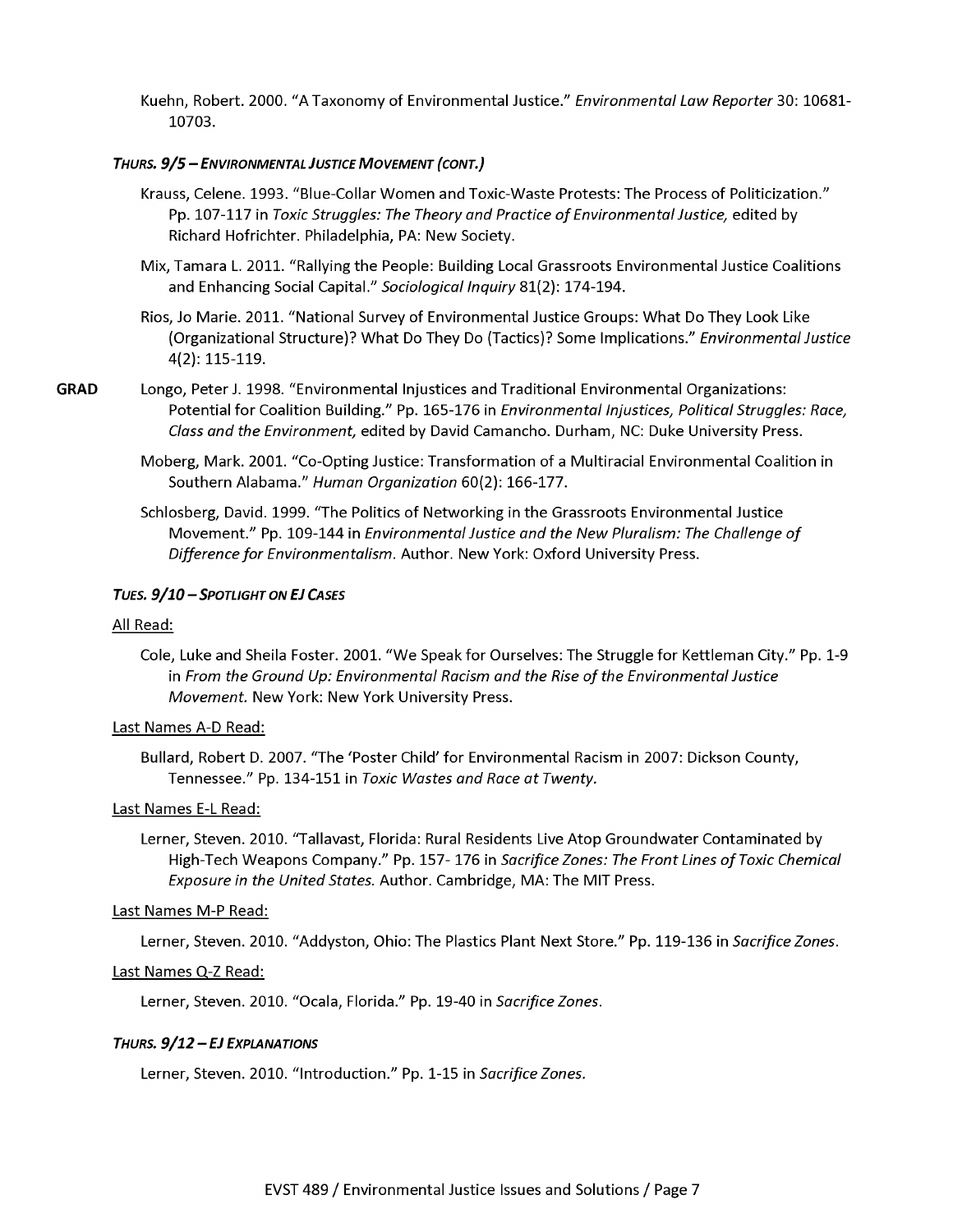Kuehn, Robert. 2000. "A Taxonomy of Environmental Justice." *Environmental Law Reporter* 30: 10681-10703.

### *THURS. 9/5 – ENVIRONMENTAL JUSTICE MOVEMENT (CONT.)*

Krauss, Celene. 1993. "Blue-Collar Women and Toxic-Waste Protests: The Process of Politicization." Pp. 107-117 in *Toxic Struggles: The Theory and Practice of Environmental Justice,* edited by Richard Hofrichter. Philadelphia, PA: New Society.

Mix, Tamara L. 2011. "Rallying the People: Building Local Grassroots Environmental Justice Coalitions and Enhancing Social Capital." *Sociological Inquiry* 81(2): 174-194.

Rios, Jo Marie. 2011. "National Survey of Environmental Justice Groups: What Do They Look Like (Organizational Structure)? What Do They Do (Tactics)? Some Implications." *Environmental Justice* 4(2): 115-119.

**GRAD** Longo, Peter J. 1998. "Environmental Injustices and Traditional Environmental Organizations: Potential for Coalition Building." Pp. 165-176 in *Environmental Injustices, Political Struggles: Race, Class and the Environment,* edited by David Camancho. Durham, NC: Duke University Press.

Moberg, Mark. 2001. "Co-Opting Justice: Transformation of a Multiracial Environmental Coalition in Southern Alabama." *Human Organization* 60(2): 166-177.

Schlosberg, David. 1999. "The Politics of Networking in the Grassroots Environmental Justice Movement." Pp. 109-144 in *Environmental Justice and the New Pluralism: The Challenge of Difference for Environmentalism.* Author. New York: Oxford University Press.

### *TUES. 9/10 – SPOTLIGHT ON EJ CASES*

All Read:

Cole, Luke and Sheila Foster. 2001. "We Speak for Ourselves: The Struggle for Kettleman City." Pp. 1-9 in *From the Ground Up: Environmental Racism and the Rise of the Environmental Justice Movement.* New York: New York University Press.

Last Names A-D Read:

Bullard, Robert D. 2007. "The 'Poster Child' for Environmental Racism in 2007: Dickson County, Tennessee." Pp. 134-151 in *Toxic Wastes and Race at Twenty.*

Last Names E-L Read:

Lerner, Steven. 2010. "Tallavast, Florida: Rural Residents Live Atop Groundwater Contaminated by High-Tech Weapons Company." Pp. 157- 176 in *Sacrifice Zones: The Front Lines of Toxic Chemical Exposure in the United States.* Author. Cambridge, MA: The MIT Press.

Last Names M-P Read:

Lerner, Steven. 2010. "Addyston, Ohio: The Plastics Plant Next Store." Pp. 119-136 in *Sacrifice Zones.*

Last Names Q-Z Read:

Lerner, Steven. 2010. "Ocala, Florida." Pp. 19-40 in *Sacrifice Zones.*

### *THURS. 9/12 – EJ EXPLANATIONS*

Lerner, Steven. 2010. "Introduction." Pp. 1-15 in *Sacrifice Zones.*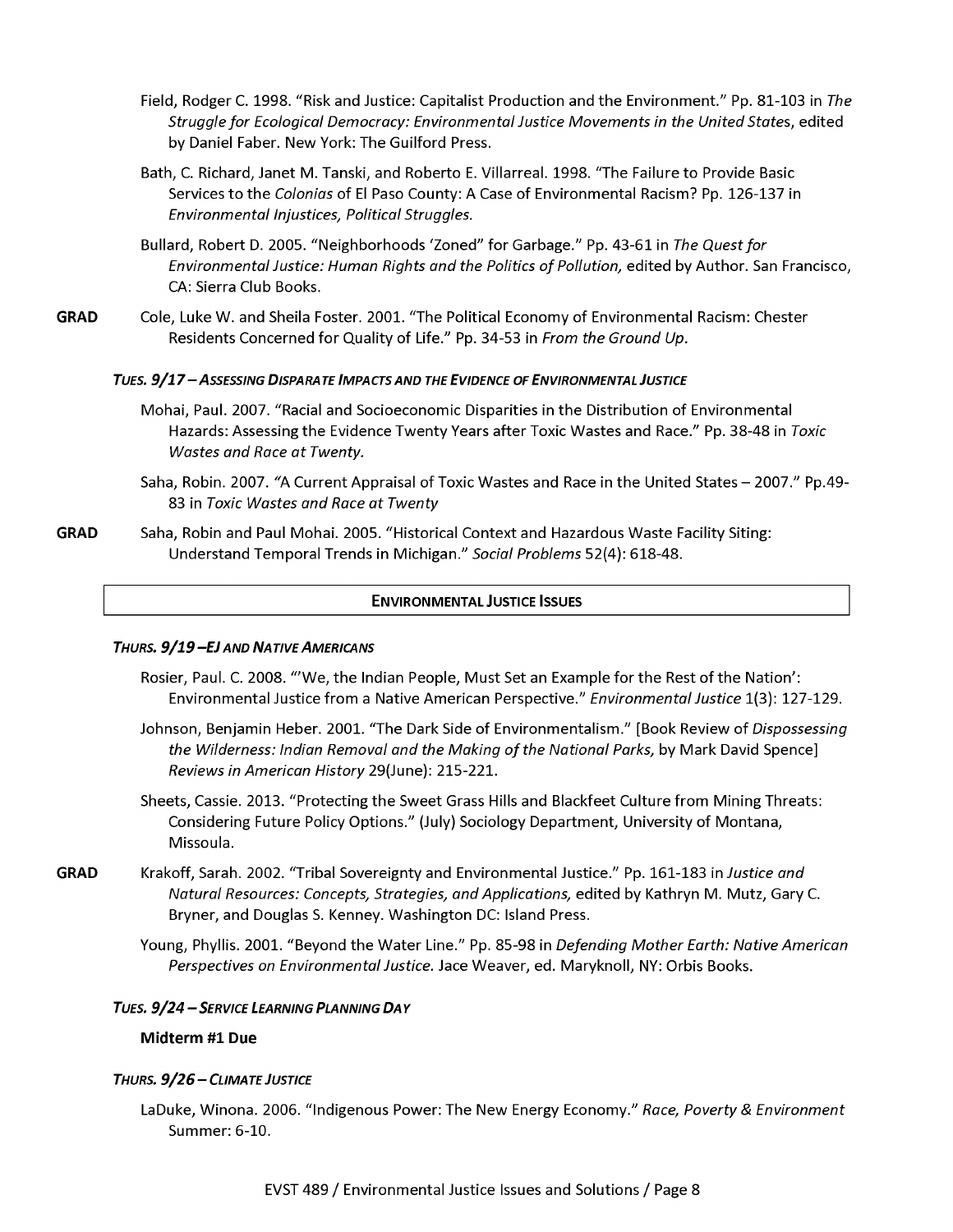Field, Rodger C. 1998. "Risk and Justice: Capitalist Production and the Environment." Pp. 81-103 in *The Struggle for Ecological Democracy: Environmental Justice Movements in the United States*, edited by Daniel Faber. New York: The Guilford Press.

Bath, C. Richard, Janet M. Tanski, and Roberto E. Villarreal. 1998. "The Failure to Provide Basic Services to the *Colonias* of El Paso County: A Case of Environmental Racism? Pp. 126-137 in *Environmental Injustices, Political Struggles.*

Bullard, Robert D. 2005. "Neighborhoods 'Zoned" for Garbage." Pp. 43-61 in *The Quest for Environmental Justice: Human Rights and the Politics of Pollution,* edited by Author. San Francisco, CA: Sierra Club Books.

**GRAD** Cole, Luke W. and Sheila Foster. 2001. "The Political Economy of Environmental Racism: Chester Residents Concerned for Quality of Life." Pp. 34-53 in *From the Ground Up*.

#### *TUES. 9/17 – ASSESSING DISPARATE IMPACTS AND THE EVIDENCE OF ENVIRONMENTAL JUSTICE*

Mohai, Paul. 2007. "Racial and Socioeconomic Disparities in the Distribution of Environmental Hazards: Assessing the Evidence Twenty Years after Toxic Wastes and Race." Pp. 38-48 in *Toxic Wastes and Race at Twenty.*

Saha, Robin. 2007. "A Current Appraisal of Toxic Wastes and Race in the United States – 2007." Pp.49-83 in *Toxic Wastes and Race at Twenty*

**GRAD** Saha, Robin and Paul Mohai. 2005. "Historical Context and Hazardous Waste Facility Siting: Understand Temporal Trends in Michigan." *Social Problems* 52(4): 618-48.

### ENVIRONMENTAL JUSTICE ISSUES

#### *THURS. 9/19 –EJ AND NATIVE AMERICANS*

Rosier, Paul. C. 2008. "'We, the Indian People, Must Set an Example for the Rest of the Nation': Environmental Justice from a Native American Perspective." *Environmental Justice* 1(3): 127-129.

Johnson, Benjamin Heber. 2001. "The Dark Side of Environmentalism." [Book Review of *Dispossessing the Wilderness: Indian Removal and the Making of the National Parks,* by Mark David Spence] *Reviews in American History* 29(June): 215-221.

Sheets, Cassie. 2013. "Protecting the Sweet Grass Hills and Blackfeet Culture from Mining Threats: Considering Future Policy Options." (July) Sociology Department, University of Montana, Missoula.

**GRAD** Krakoff, Sarah. 2002. "Tribal Sovereignty and Environmental Justice." Pp. 161-183 in *Justice and Natural Resources: Concepts, Strategies, and Applications,* edited by Kathryn M. Mutz, Gary C. Bryner, and Douglas S. Kenney. Washington DC: Island Press.

Young, Phyllis. 2001. "Beyond the Water Line." Pp. 85-98 in *Defending Mother Earth: Native American Perspectives on Environmental Justice.* Jace Weaver, ed. Maryknoll, NY: Orbis Books.

#### *TUES. 9/24 – SERVICE LEARNING PLANNING DAY*

**Midterm #1 Due**

#### *THURS. 9/26 – CLIMATE JUSTICE*

LaDuke, Winona. 2006. "Indigenous Power: The New Energy Economy." *Race, Poverty & Environment* Summer: 6-10.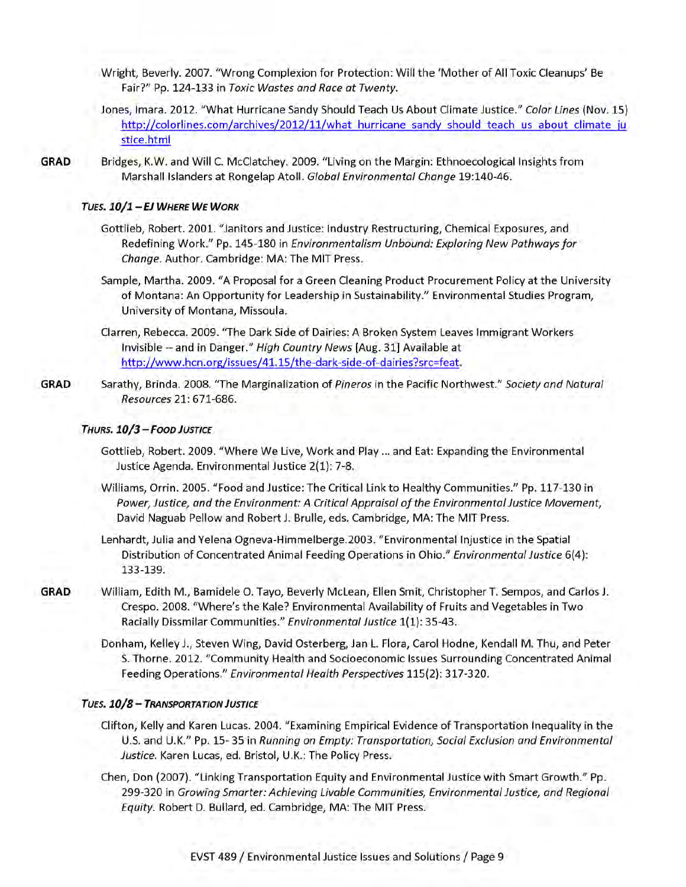Wright, Beverly. 2007. "Wrong Complexion for Protection: Will the 'Mother of All Toxic Cleanups' Be Fair?" Pp. 124-133 in *Toxic Wastes and Race at Twenty*.

Jones, Imara. 2012. "What Hurricane Sandy Should Teach Us About Climate Justice." *Color Lines* (Nov. 15) http://colorlines.com/archives/2012/11/what_hurricane_sandy_should_teach_us_about_climate_justice.html

**GRAD** Bridges, K.W. and Will C. McClatchey. 2009. "Living on the Margin: Ethnoecological Insights from Marshall Islanders at Rongelap Atoll. *Global Environmental Change* 19:140-46.

### *TUES. 10/1 – EJ WHERE WE WORK*

Gottlieb, Robert. 2001. "Janitors and Justice: Industry Restructuring, Chemical Exposures, and Redefining Work." Pp. 145-180 in *Environmentalism Unbound: Exploring New Pathways for Change*. Author. Cambridge: MA: The MIT Press.

Sample, Martha. 2009. "A Proposal for a Green Cleaning Product Procurement Policy at the University of Montana: An Opportunity for Leadership in Sustainability." Environmental Studies Program, University of Montana, Missoula.

Clarren, Rebecca. 2009. "The Dark Side of Dairies: A Broken System Leaves Immigrant Workers Invisible -- and in Danger." *High Country News* [Aug. 31] Available at http://www.hcn.org/issues/41.15/the-dark-side-of-dairies?src=feat.

**GRAD** Sarathy, Brinda. 2008. "The Marginalization of *Pineros* in the Pacific Northwest." *Society and Natural Resources* 21: 671-686.

### *THURS. 10/3 – FOOD JUSTICE*

Gottlieb, Robert. 2009. "Where We Live, Work and Play ... and Eat: Expanding the Environmental Justice Agenda. Environmental Justice 2(1): 7-8.

Williams, Orrin. 2005. "Food and Justice: The Critical Link to Healthy Communities." Pp. 117-130 in *Power, Justice, and the Environment: A Critical Appraisal of the Environmental Justice Movement*, David Naguab Pellow and Robert J. Brulle, eds. Cambridge, MA: The MIT Press.

Lenhardt, Julia and Yelena Ogneva-Himmelberge.2003. "Environmental Injustice in the Spatial Distribution of Concentrated Animal Feeding Operations in Ohio." *Environmental Justice* 6(4): 133-139.

**GRAD** William, Edith M., Bamidele O. Tayo, Beverly McLean, Ellen Smit, Christopher T. Sempos, and Carlos J. Crespo. 2008. "Where's the Kale? Environmental Availability of Fruits and Vegetables in Two Racially Dissmilar Communities." *Environmental Justice* 1(1): 35-43.

Donham, Kelley J., Steven Wing, David Osterberg, Jan L. Flora, Carol Hodne, Kendall M. Thu, and Peter S. Thorne. 2012. "Community Health and Socioeconomic Issues Surrounding Concentrated Animal Feeding Operations." *Environmental Health Perspectives* 115(2): 317-320.

### *TUES. 10/8 – TRANSPORTATION JUSTICE*

Clifton, Kelly and Karen Lucas. 2004. "Examining Empirical Evidence of Transportation Inequality in the U.S. and U.K." Pp. 15- 35 in *Running on Empty: Transportation, Social Exclusion and Environmental Justice*. Karen Lucas, ed. Bristol, U.K.: The Policy Press.

Chen, Don (2007). "Linking Transportation Equity and Environmental Justice with Smart Growth." Pp. 299-320 in *Growing Smarter: Achieving Livable Communities, Environmental Justice, and Regional Equity*. Robert D. Bullard, ed. Cambridge, MA: The MIT Press.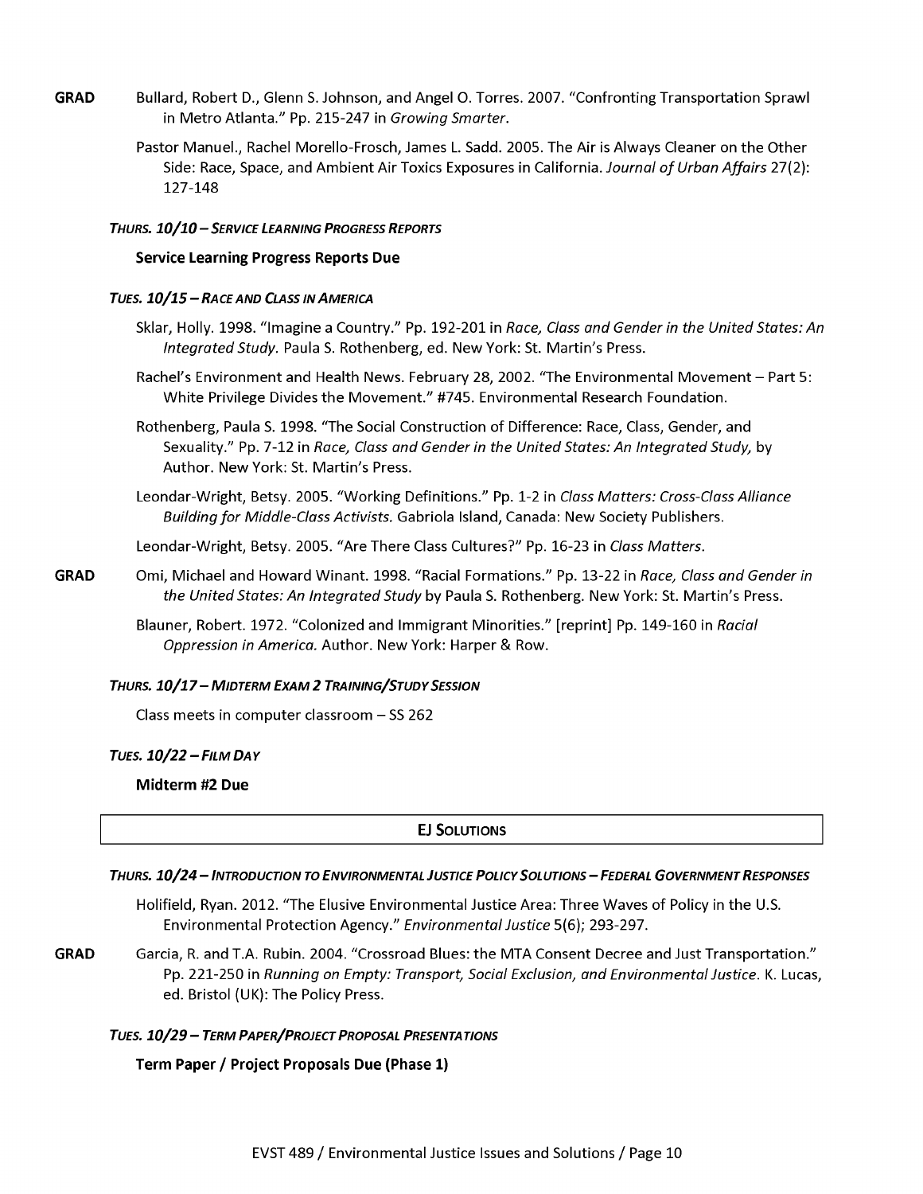**GRAD** Bullard, Robert D., Glenn S. Johnson, and Angel O. Torres. 2007. "Confronting Transportation Sprawl in Metro Atlanta." Pp. 215-247 in *Growing Smarter*.

Pastor Manuel., Rachel Morello-Frosch, James L. Sadd. 2005. The Air is Always Cleaner on the Other Side: Race, Space, and Ambient Air Toxics Exposures in California. *Journal of Urban Affairs* 27(2): 127-148

#### *THURS. 10/10 – SERVICE LEARNING PROGRESS REPORTS*

**Service Learning Progress Reports Due**

#### *TUES. 10/15 – RACE AND CLASS IN AMERICA*

Sklar, Holly. 1998. "Imagine a Country." Pp. 192-201 in *Race, Class and Gender in the United States: An Integrated Study*. Paula S. Rothenberg, ed. New York: St. Martin's Press.

Rachel's Environment and Health News. February 28, 2002. "The Environmental Movement – Part 5: White Privilege Divides the Movement." #745. Environmental Research Foundation.

Rothenberg, Paula S. 1998. "The Social Construction of Difference: Race, Class, Gender, and Sexuality." Pp. 7-12 in *Race, Class and Gender in the United States: An Integrated Study,* by Author. New York: St. Martin's Press.

Leondar-Wright, Betsy. 2005. "Working Definitions." Pp. 1-2 in *Class Matters: Cross-Class Alliance Building for Middle-Class Activists.* Gabriola Island, Canada: New Society Publishers.

Leondar-Wright, Betsy. 2005. "Are There Class Cultures?" Pp. 16-23 in *Class Matters*.

**GRAD** Omi, Michael and Howard Winant. 1998. "Racial Formations." Pp. 13-22 in *Race, Class and Gender in the United States: An Integrated Study* by Paula S. Rothenberg. New York: St. Martin's Press.

Blauner, Robert. 1972. "Colonized and Immigrant Minorities." [reprint] Pp. 149-160 in *Racial Oppression in America.* Author. New York: Harper & Row.

#### *THURS. 10/17 – MIDTERM EXAM 2 TRAINING/STUDY SESSION*

Class meets in computer classroom – SS 262

#### *TUES. 10/22 – FILM DAY*

**Midterm #2 Due**

## EJ SOLUTIONS

#### *THURS. 10/24 – INTRODUCTION TO ENVIRONMENTAL JUSTICE POLICY SOLUTIONS – FEDERAL GOVERNMENT RESPONSES*

Holifield, Ryan. 2012. "The Elusive Environmental Justice Area: Three Waves of Policy in the U.S. Environmental Protection Agency." *Environmental Justice* 5(6); 293-297.

**GRAD** Garcia, R. and T.A. Rubin. 2004. "Crossroad Blues: the MTA Consent Decree and Just Transportation." Pp. 221-250 in *Running on Empty: Transport, Social Exclusion, and Environmental Justice*. K. Lucas, ed. Bristol (UK): The Policy Press.

#### *TUES. 10/29 – TERM PAPER/PROJECT PROPOSAL PRESENTATIONS*

**Term Paper / Project Proposals Due (Phase 1)**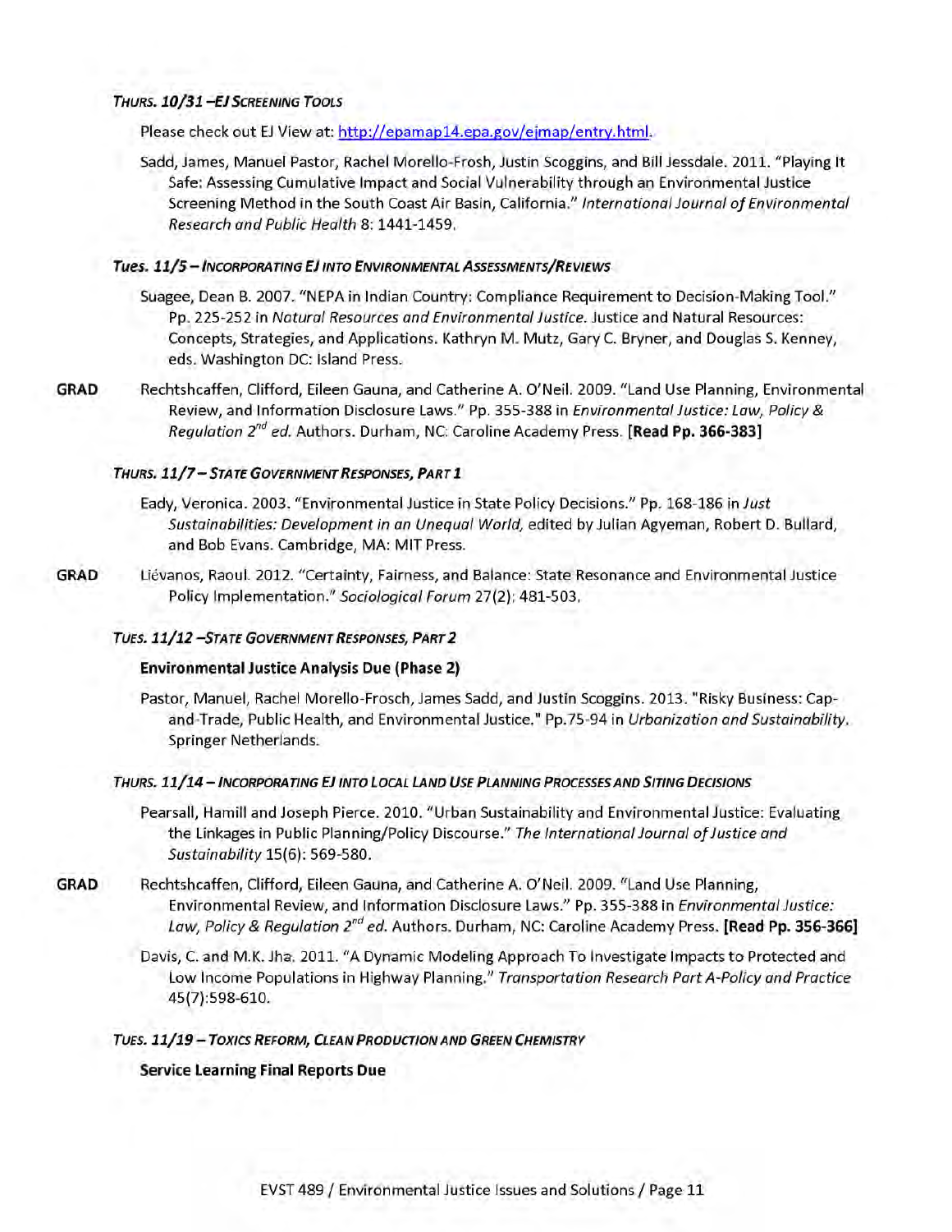#### *THURS. 10/31 – EJ SCREENING TOOLS*

Please check out EJ View at: http://epamap14.epa.gov/ejmap/entry.html.

Sadd, James, Manuel Pastor, Rachel Morello-Frosh, Justin Scoggins, and Bill Jessdale. 2011. "Playing It Safe: Assessing Cumulative Impact and Social Vulnerability through an Environmental Justice Screening Method in the South Coast Air Basin, California." *International Journal of Environmental Research and Public Health* 8: 1441-1459.

#### *Tues. 11/5 – INCORPORATING EJ INTO ENVIRONMENTAL ASSESSMENTS/REVIEWS*

Suagee, Dean B. 2007. "NEPA in Indian Country: Compliance Requirement to Decision-Making Tool." Pp. 225-252 in *Natural Resources and Environmental Justice.* Justice and Natural Resources: Concepts, Strategies, and Applications. Kathryn M. Mutz, Gary C. Bryner, and Douglas S. Kenney, eds. Washington DC: Island Press.

**GRAD** Rechtshcaffen, Clifford, Eileen Gauna, and Catherine A. O'Neil. 2009. "Land Use Planning, Environmental Review, and Information Disclosure Laws." Pp. 355-388 in *Environmental Justice: Law, Policy & Regulation 2nd ed.* Authors. Durham, NC: Caroline Academy Press. **[Read Pp. 366-383]**

#### *THURS. 11/7 – STATE GOVERNMENT RESPONSES, PART 1*

Eady, Veronica. 2003. "Environmental Justice in State Policy Decisions." Pp. 168-186 in *Just Sustainabilities: Development in an Unequal World,* edited by Julian Agyeman, Robert D. Bullard, and Bob Evans. Cambridge, MA: MIT Press.

**GRAD** Liévanos, Raoul. 2012. "Certainty, Fairness, and Balance: State Resonance and Environmental Justice Policy Implementation." *Sociological Forum* 27(2): 481-503.

#### *TUES. 11/12 – STATE GOVERNMENT RESPONSES, PART 2*

**Environmental Justice Analysis Due (Phase 2)**

Pastor, Manuel, Rachel Morello-Frosch, James Sadd, and Justin Scoggins. 2013. "Risky Business: Cap-and-Trade, Public Health, and Environmental Justice." Pp.75-94 in *Urbanization and Sustainability.* Springer Netherlands.

#### *THURS. 11/14 – INCORPORATING EJ INTO LOCAL LAND USE PLANNING PROCESSES AND SITING DECISIONS*

Pearsall, Hamill and Joseph Pierce. 2010. "Urban Sustainability and Environmental Justice: Evaluating the Linkages in Public Planning/Policy Discourse." *The International Journal of Justice and Sustainability* 15(6): 569-580.

**GRAD** Rechtshcaffen, Clifford, Eileen Gauna, and Catherine A. O'Neil. 2009. "Land Use Planning, Environmental Review, and Information Disclosure Laws." Pp. 355-388 in *Environmental Justice: Law, Policy & Regulation 2nd ed.* Authors. Durham, NC: Caroline Academy Press. **[Read Pp. 356-366]**

Davis, C. and M.K. Jha. 2011. "A Dynamic Modeling Approach To Investigate Impacts to Protected and Low Income Populations in Highway Planning." *Transportation Research Part A-Policy and Practice* 45(7):598-610.

#### *TUES. 11/19 – TOXICS REFORM, CLEAN PRODUCTION AND GREEN CHEMISTRY*

**Service Learning Final Reports Due**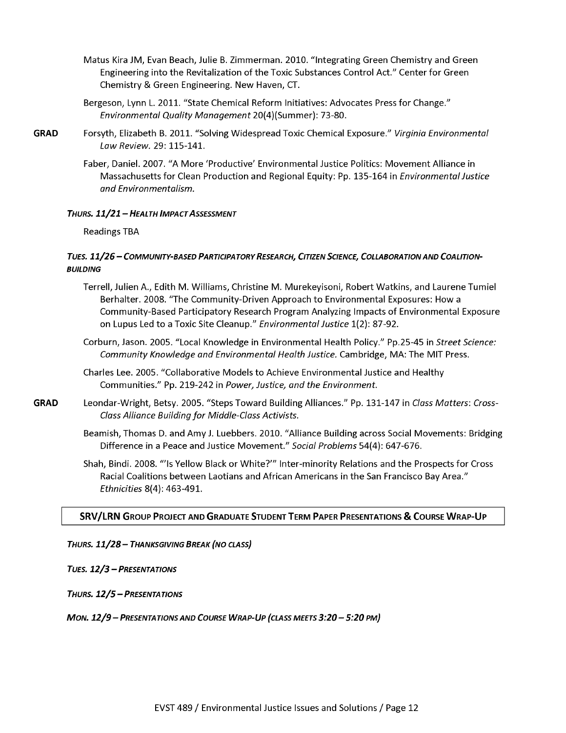Matus Kira JM, Evan Beach, Julie B. Zimmerman. 2010. "Integrating Green Chemistry and Green Engineering into the Revitalization of the Toxic Substances Control Act." Center for Green Chemistry & Green Engineering. New Haven, CT.

Bergeson, Lynn L. 2011. "State Chemical Reform Initiatives: Advocates Press for Change." *Environmental Quality Management* 20(4)(Summer): 73-80.

**GRAD** Forsyth, Elizabeth B. 2011. "Solving Widespread Toxic Chemical Exposure." *Virginia Environmental Law Review*. 29: 115-141.

Faber, Daniel. 2007. "A More 'Productive' Environmental Justice Politics: Movement Alliance in Massachusetts for Clean Production and Regional Equity: Pp. 135-164 in *Environmental Justice and Environmentalism.*

***THURS. 11/21 – HEALTH IMPACT ASSESSMENT***

Readings TBA

***TUES. 11/26 – COMMUNITY-BASED PARTICIPATORY RESEARCH, CITIZEN SCIENCE, COLLABORATION AND COALITION-BUILDING***

Terrell, Julien A., Edith M. Williams, Christine M. Murekeyisoni, Robert Watkins, and Laurene Tumiel Berhalter. 2008. "The Community-Driven Approach to Environmental Exposures: How a Community-Based Participatory Research Program Analyzing Impacts of Environmental Exposure on Lupus Led to a Toxic Site Cleanup." *Environmental Justice* 1(2): 87-92.

Corburn, Jason. 2005. "Local Knowledge in Environmental Health Policy." Pp.25-45 in *Street Science: Community Knowledge and Environmental Health Justice.* Cambridge, MA: The MIT Press.

Charles Lee. 2005. "Collaborative Models to Achieve Environmental Justice and Healthy Communities." Pp. 219-242 in *Power, Justice, and the Environment.*

**GRAD** Leondar-Wright, Betsy. 2005. "Steps Toward Building Alliances." Pp. 131-147 in *Class Matters: Cross-Class Alliance Building for Middle-Class Activists.*

Beamish, Thomas D. and Amy J. Luebbers. 2010. "Alliance Building across Social Movements: Bridging Difference in a Peace and Justice Movement." *Social Problems* 54(4): 647-676.

Shah, Bindi. 2008. "'Is Yellow Black or White?'" Inter-minority Relations and the Prospects for Cross Racial Coalitions between Laotians and African Americans in the San Francisco Bay Area." *Ethnicities* 8(4): 463-491.

## SRV/LRN GROUP PROJECT AND GRADUATE STUDENT TERM PAPER PRESENTATIONS & COURSE WRAP-UP

***THURS. 11/28 – THANKSGIVING BREAK (NO CLASS)***

***TUES. 12/3 – PRESENTATIONS***

***THURS. 12/5 – PRESENTATIONS***

***MON. 12/9 – PRESENTATIONS AND COURSE WRAP-UP (CLASS MEETS 3:20 – 5:20 PM)***